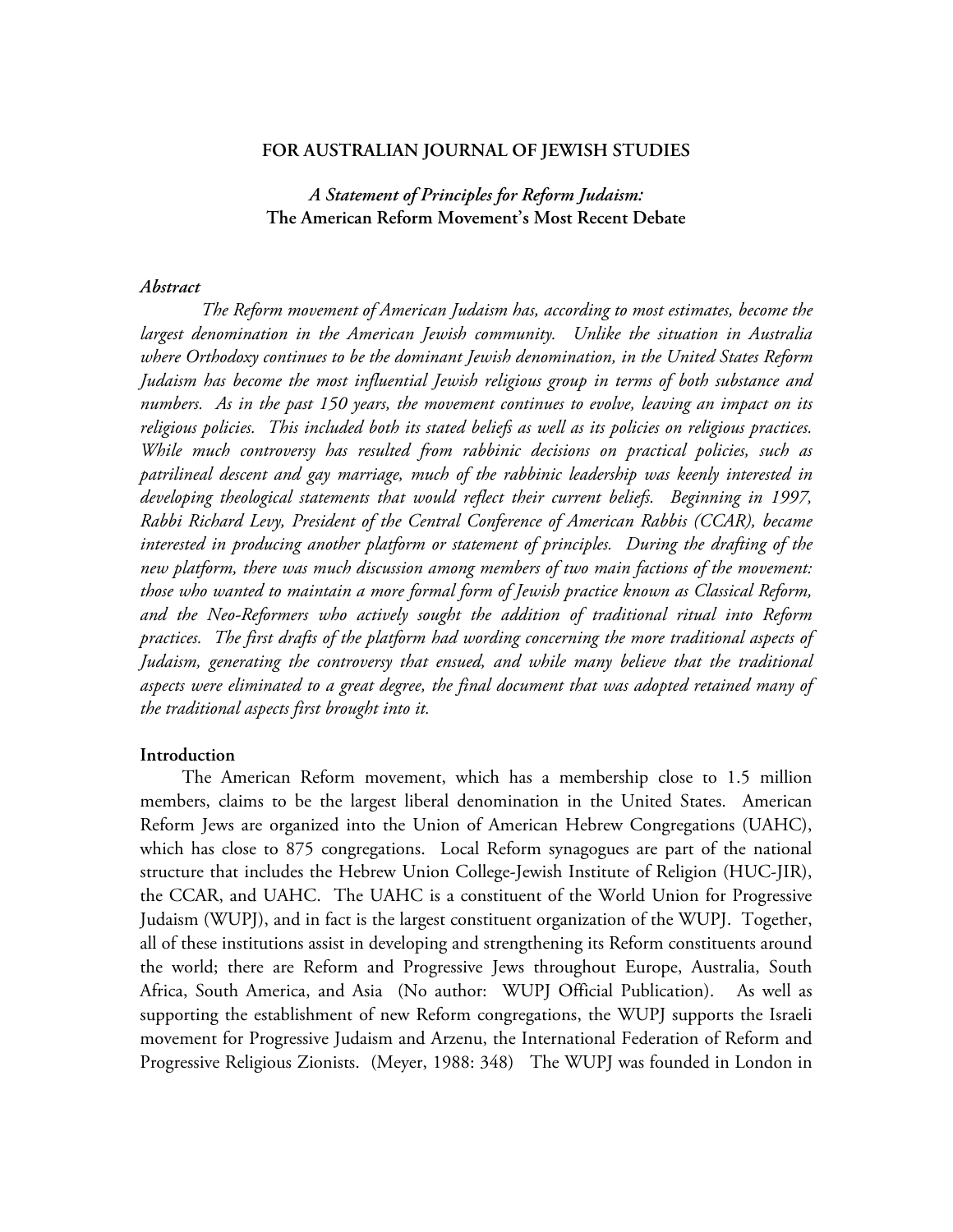**FOR AUSTRALIAN JOURNAL OF JEWISH STUDIES**

# *A Statement of Principles for Reform Judaism:* The American Reform Movement's Most Recent Debate

### *Abstract*

*The Reform movement of American Judaism has, according to most estimates, become the largest denomination in the American Jewish community. Unlike the situation in Australia where Orthodoxy continues to be the dominant Jewish denomination, in the United States Reform Judaism has become the most influential Jewish religious group in terms of both substance and numbers. As in the past 150 years, the movement continues to evolve, leaving an impact on its religious policies. This included both its stated beliefs as well as its policies on religious practices. While much controversy has resulted from rabbinic decisions on practical policies, such as patrilineal descent and gay marriage, much of the rabbinic leadership was keenly interested in developing theological statements that would reflect their current beliefs. Beginning in 1997, Rabbi Richard Levy, President of the Central Conference of American Rabbis (CCAR), became interested in producing another platform or statement of principles. During the drafting of the new platform, there was much discussion among members of two main factions of the movement: those who wanted to maintain a more formal form of Jewish practice known as Classical Reform, and the Neo-Reformers who actively sought the addition of traditional ritual into Reform practices. The first drafts of the platform had wording concerning the more traditional aspects of Judaism, generating the controversy that ensued, and while many believe that the traditional aspects were eliminated to a great degree, the final document that was adopted retained many of the traditional aspects first brought into it.*

### Introduction

The American Reform movement, which has a membership close to 1.5 million members, claims to be the largest liberal denomination in the United States. American Reform Jews are organized into the Union of American Hebrew Congregations (UAHC), which has close to 875 congregations. Local Reform synagogues are part of the national structure that includes the Hebrew Union College-Jewish Institute of Religion (HUC-JIR), the CCAR, and UAHC. The UAHC is a constituent of the World Union for Progressive Judaism (WUPJ), and in fact is the largest constituent organization of the WUPJ. Together, all of these institutions assist in developing and strengthening its Reform constituents around the world; there are Reform and Progressive Jews throughout Europe, Australia, South Africa, South America, and Asia (No author: WUPJ Official Publication). As well as supporting the establishment of new Reform congregations, the WUPJ supports the Israeli movement for Progressive Judaism and Arzenu, the International Federation of Reform and Progressive Religious Zionists. (Meyer, 1988: 348) The WUPJ was founded in London in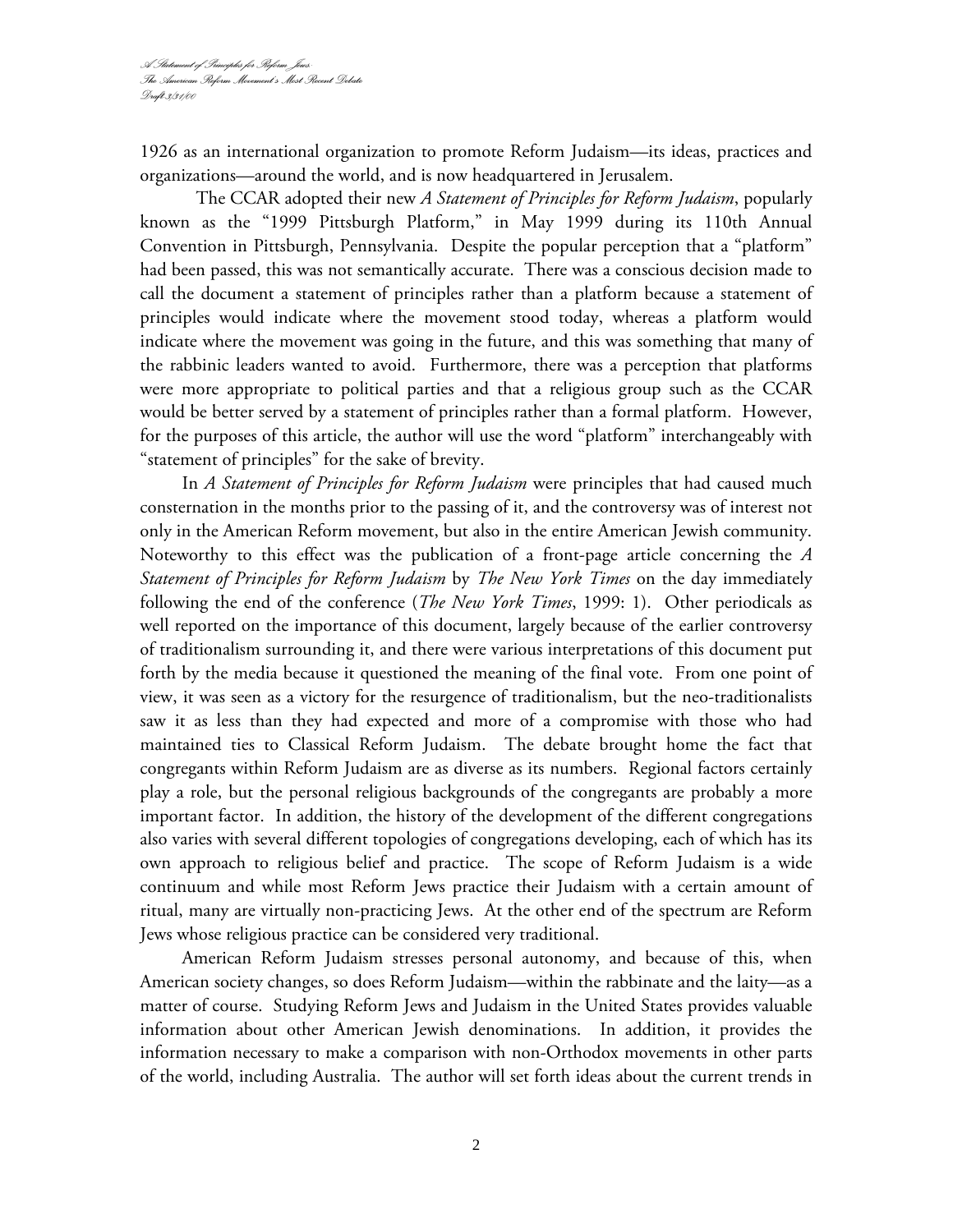1926 as an international organization to promote Reform Judaism—its ideas, practices and organizations—around the world, and is now headquartered in Jerusalem.

The CCAR adopted their new *A Statement of Principles for Reform Judaism*, popularly known as the "1999 Pittsburgh Platform," in May 1999 during its 110th Annual Convention in Pittsburgh, Pennsylvania. Despite the popular perception that a "platform" had been passed, this was not semantically accurate. There was a conscious decision made to call the document a statement of principles rather than a platform because a statement of principles would indicate where the movement stood today, whereas a platform would indicate where the movement was going in the future, and this was something that many of the rabbinic leaders wanted to avoid. Furthermore, there was a perception that platforms were more appropriate to political parties and that a religious group such as the CCAR would be better served by a statement of principles rather than a formal platform. However, for the purposes of this article, the author will use the word "platform" interchangeably with "statement of principles" for the sake of brevity.

In *A Statement of Principles for Reform Judaism* were principles that had caused much consternation in the months prior to the passing of it, and the controversy was of interest not only in the American Reform movement, but also in the entire American Jewish community. Noteworthy to this effect was the publication of a front-page article concerning the *A Statement of Principles for Reform Judaism* by *The New York Times* on the day immediately following the end of the conference (*The New York Times*, 1999: 1). Other periodicals as well reported on the importance of this document, largely because of the earlier controversy of traditionalism surrounding it, and there were various interpretations of this document put forth by the media because it questioned the meaning of the final vote. From one point of view, it was seen as a victory for the resurgence of traditionalism, but the neo-traditionalists saw it as less than they had expected and more of a compromise with those who had maintained ties to Classical Reform Judaism. The debate brought home the fact that congregants within Reform Judaism are as diverse as its numbers. Regional factors certainly play a role, but the personal religious backgrounds of the congregants are probably a more important factor. In addition, the history of the development of the different congregations also varies with several different topologies of congregations developing, each of which has its own approach to religious belief and practice. The scope of Reform Judaism is a wide continuum and while most Reform Jews practice their Judaism with a certain amount of ritual, many are virtually non-practicing Jews. At the other end of the spectrum are Reform Jews whose religious practice can be considered very traditional.

American Reform Judaism stresses personal autonomy, and because of this, when American society changes, so does Reform Judaism—within the rabbinate and the laity—as a matter of course. Studying Reform Jews and Judaism in the United States provides valuable information about other American Jewish denominations. In addition, it provides the information necessary to make a comparison with non-Orthodox movements in other parts of the world, including Australia. The author will set forth ideas about the current trends in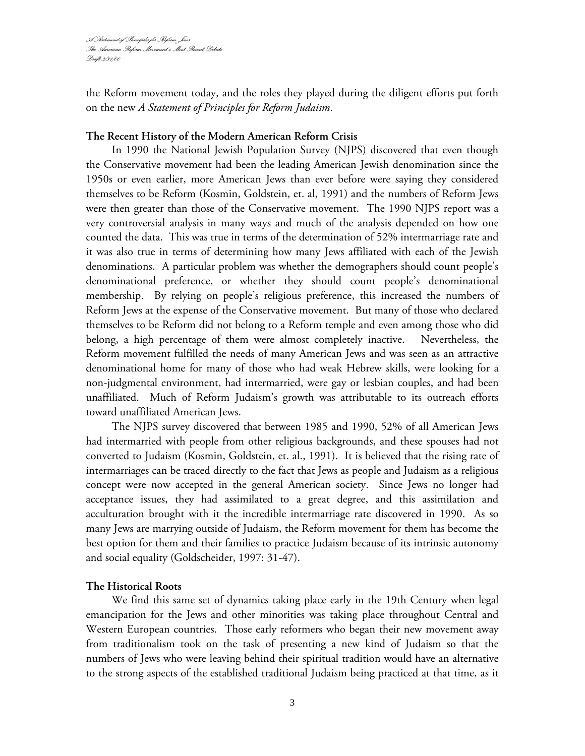the Reform movement today, and the roles they played during the diligent efforts put forth on the new *A Statement of Principles for Reform Judaism*.

**The Recent History of the Modern American Reform Crisis**

In 1990 the National Jewish Population Survey (NJPS) discovered that even though the Conservative movement had been the leading American Jewish denomination since the 1950s or even earlier, more American Jews than ever before were saying they considered themselves to be Reform (Kosmin, Goldstein, et. al, 1991) and the numbers of Reform Jews were then greater than those of the Conservative movement. The 1990 NJPS report was a very controversial analysis in many ways and much of the analysis depended on how one counted the data. This was true in terms of the determination of 52% intermarriage rate and it was also true in terms of determining how many Jews affiliated with each of the Jewish denominations. A particular problem was whether the demographers should count people's denominational preference, or whether they should count people's denominational membership. By relying on people's religious preference, this increased the numbers of Reform Jews at the expense of the Conservative movement. But many of those who declared themselves to be Reform did not belong to a Reform temple and even among those who did belong, a high percentage of them were almost completely inactive. Nevertheless, the Reform movement fulfilled the needs of many American Jews and was seen as an attractive denominational home for many of those who had weak Hebrew skills, were looking for a non-judgmental environment, had intermarried, were gay or lesbian couples, and had been unaffiliated. Much of Reform Judaism's growth was attributable to its outreach efforts toward unaffiliated American Jews.

The NJPS survey discovered that between 1985 and 1990, 52% of all American Jews had intermarried with people from other religious backgrounds, and these spouses had not converted to Judaism (Kosmin, Goldstein, et. al., 1991). It is believed that the rising rate of intermarriages can be traced directly to the fact that Jews as people and Judaism as a religious concept were now accepted in the general American society. Since Jews no longer had acceptance issues, they had assimilated to a great degree, and this assimilation and acculturation brought with it the incredible intermarriage rate discovered in 1990. As so many Jews are marrying outside of Judaism, the Reform movement for them has become the best option for them and their families to practice Judaism because of its intrinsic autonomy and social equality (Goldscheider, 1997: 31-47).

**The Historical Roots**

We find this same set of dynamics taking place early in the 19th Century when legal emancipation for the Jews and other minorities was taking place throughout Central and Western European countries. Those early reformers who began their new movement away from traditionalism took on the task of presenting a new kind of Judaism so that the numbers of Jews who were leaving behind their spiritual tradition would have an alternative to the strong aspects of the established traditional Judaism being practiced at that time, as it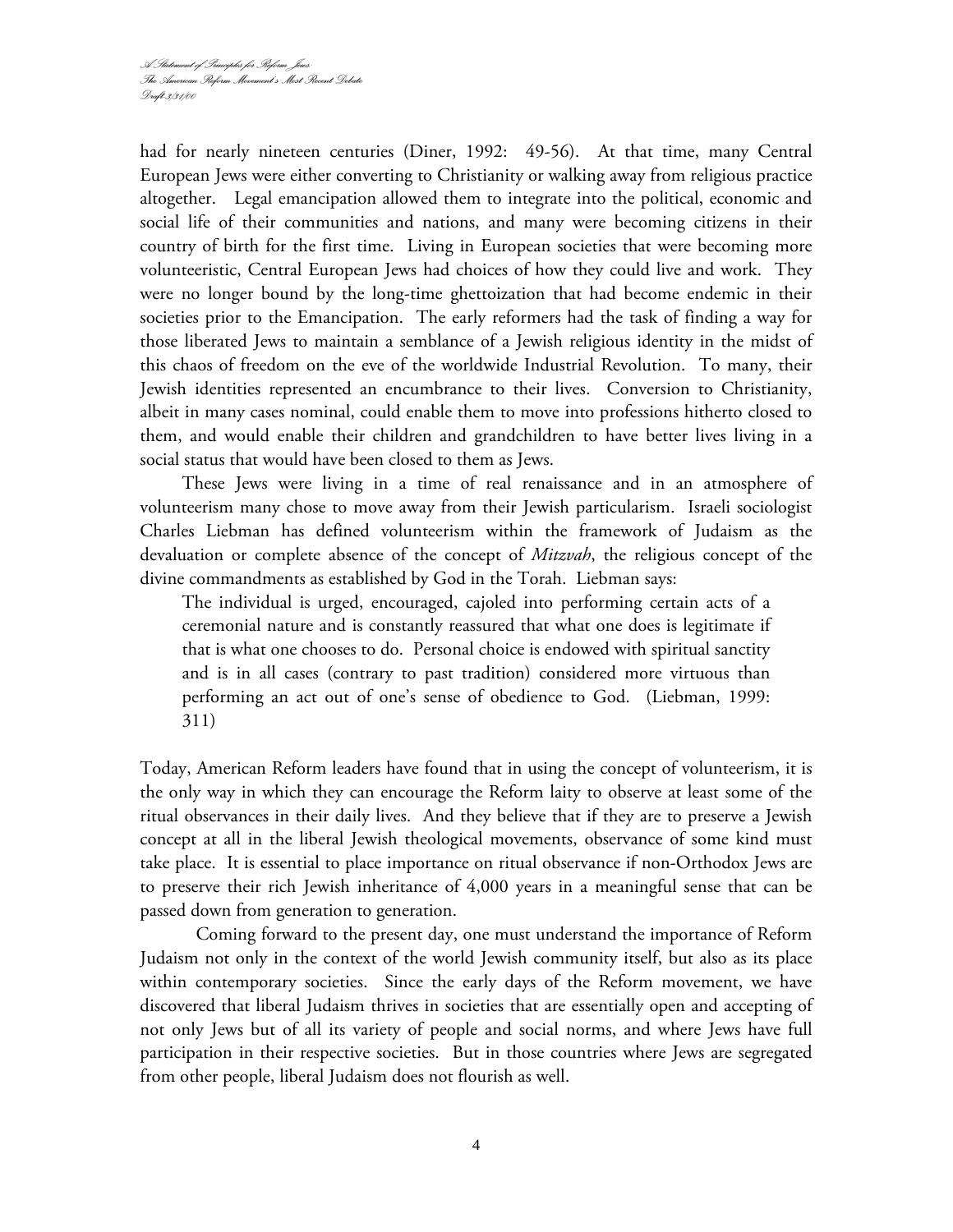had for nearly nineteen centuries (Diner, 1992: 49-56). At that time, many Central European Jews were either converting to Christianity or walking away from religious practice altogether. Legal emancipation allowed them to integrate into the political, economic and social life of their communities and nations, and many were becoming citizens in their country of birth for the first time. Living in European societies that were becoming more volunteeristic, Central European Jews had choices of how they could live and work. They were no longer bound by the long-time ghettoization that had become endemic in their societies prior to the Emancipation. The early reformers had the task of finding a way for those liberated Jews to maintain a semblance of a Jewish religious identity in the midst of this chaos of freedom on the eve of the worldwide Industrial Revolution. To many, their Jewish identities represented an encumbrance to their lives. Conversion to Christianity, albeit in many cases nominal, could enable them to move into professions hitherto closed to them, and would enable their children and grandchildren to have better lives living in a social status that would have been closed to them as Jews.

These Jews were living in a time of real renaissance and in an atmosphere of volunteerism many chose to move away from their Jewish particularism. Israeli sociologist Charles Liebman has defined volunteerism within the framework of Judaism as the devaluation or complete absence of the concept of *Mitzvah*, the religious concept of the divine commandments as established by God in the Torah. Liebman says:

> The individual is urged, encouraged, cajoled into performing certain acts of a ceremonial nature and is constantly reassured that what one does is legitimate if that is what one chooses to do. Personal choice is endowed with spiritual sanctity and is in all cases (contrary to past tradition) considered more virtuous than performing an act out of one's sense of obedience to God. (Liebman, 1999: 311)

Today, American Reform leaders have found that in using the concept of volunteerism, it is the only way in which they can encourage the Reform laity to observe at least some of the ritual observances in their daily lives. And they believe that if they are to preserve a Jewish concept at all in the liberal Jewish theological movements, observance of some kind must take place. It is essential to place importance on ritual observance if non-Orthodox Jews are to preserve their rich Jewish inheritance of 4,000 years in a meaningful sense that can be passed down from generation to generation.

Coming forward to the present day, one must understand the importance of Reform Judaism not only in the context of the world Jewish community itself, but also as its place within contemporary societies. Since the early days of the Reform movement, we have discovered that liberal Judaism thrives in societies that are essentially open and accepting of not only Jews but of all its variety of people and social norms, and where Jews have full participation in their respective societies. But in those countries where Jews are segregated from other people, liberal Judaism does not flourish as well.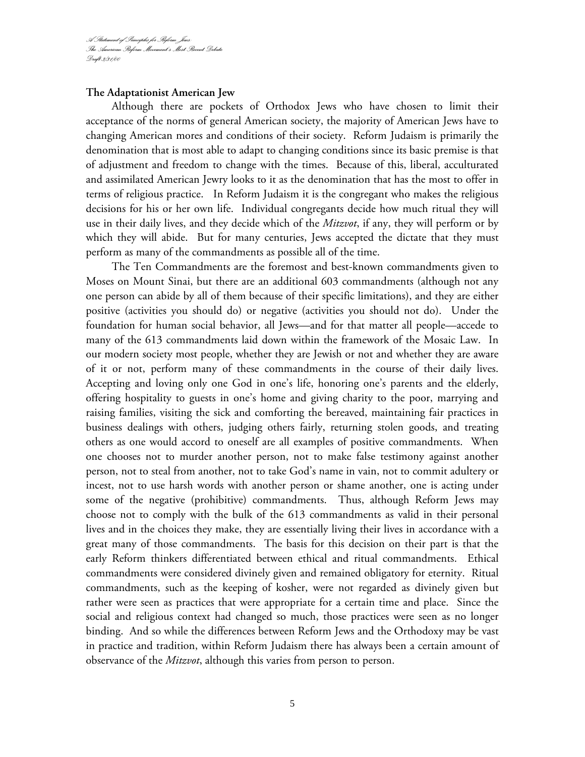### The Adaptationist American Jew

Although there are pockets of Orthodox Jews who have chosen to limit their acceptance of the norms of general American society, the majority of American Jews have to changing American mores and conditions of their society. Reform Judaism is primarily the denomination that is most able to adapt to changing conditions since its basic premise is that of adjustment and freedom to change with the times. Because of this, liberal, acculturated and assimilated American Jewry looks to it as the denomination that has the most to offer in terms of religious practice. In Reform Judaism it is the congregant who makes the religious decisions for his or her own life. Individual congregants decide how much ritual they will use in their daily lives, and they decide which of the *Mitzvot*, if any, they will perform or by which they will abide. But for many centuries, Jews accepted the dictate that they must perform as many of the commandments as possible all of the time.

The Ten Commandments are the foremost and best-known commandments given to Moses on Mount Sinai, but there are an additional 603 commandments (although not any one person can abide by all of them because of their specific limitations), and they are either positive (activities you should do) or negative (activities you should not do). Under the foundation for human social behavior, all Jews—and for that matter all people—accede to many of the 613 commandments laid down within the framework of the Mosaic Law. In our modern society most people, whether they are Jewish or not and whether they are aware of it or not, perform many of these commandments in the course of their daily lives. Accepting and loving only one God in one's life, honoring one's parents and the elderly, offering hospitality to guests in one's home and giving charity to the poor, marrying and raising families, visiting the sick and comforting the bereaved, maintaining fair practices in business dealings with others, judging others fairly, returning stolen goods, and treating others as one would accord to oneself are all examples of positive commandments. When one chooses not to murder another person, not to make false testimony against another person, not to steal from another, not to take God's name in vain, not to commit adultery or incest, not to use harsh words with another person or shame another, one is acting under some of the negative (prohibitive) commandments. Thus, although Reform Jews may choose not to comply with the bulk of the 613 commandments as valid in their personal lives and in the choices they make, they are essentially living their lives in accordance with a great many of those commandments. The basis for this decision on their part is that the early Reform thinkers differentiated between ethical and ritual commandments. Ethical commandments were considered divinely given and remained obligatory for eternity. Ritual commandments, such as the keeping of kosher, were not regarded as divinely given but rather were seen as practices that were appropriate for a certain time and place. Since the social and religious context had changed so much, those practices were seen as no longer binding. And so while the differences between Reform Jews and the Orthodoxy may be vast in practice and tradition, within Reform Judaism there has always been a certain amount of observance of the *Mitzvot*, although this varies from person to person.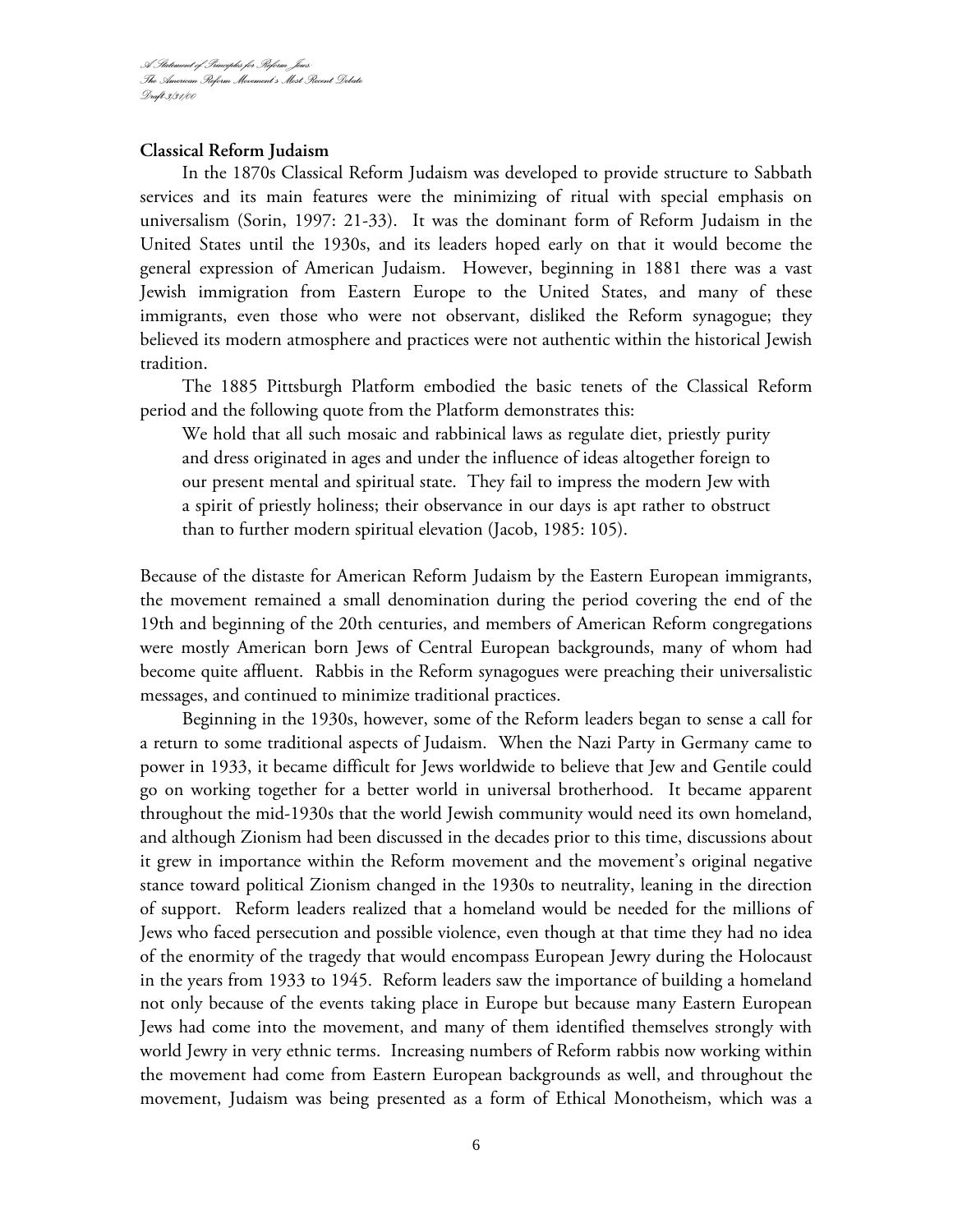**Classical Reform Judaism**

In the 1870s Classical Reform Judaism was developed to provide structure to Sabbath services and its main features were the minimizing of ritual with special emphasis on universalism (Sorin, 1997: 21-33). It was the dominant form of Reform Judaism in the United States until the 1930s, and its leaders hoped early on that it would become the general expression of American Judaism. However, beginning in 1881 there was a vast Jewish immigration from Eastern Europe to the United States, and many of these immigrants, even those who were not observant, disliked the Reform synagogue; they believed its modern atmosphere and practices were not authentic within the historical Jewish tradition.

The 1885 Pittsburgh Platform embodied the basic tenets of the Classical Reform period and the following quote from the Platform demonstrates this:

> We hold that all such mosaic and rabbinical laws as regulate diet, priestly purity and dress originated in ages and under the influence of ideas altogether foreign to our present mental and spiritual state. They fail to impress the modern Jew with a spirit of priestly holiness; their observance in our days is apt rather to obstruct than to further modern spiritual elevation (Jacob, 1985: 105).

Because of the distaste for American Reform Judaism by the Eastern European immigrants, the movement remained a small denomination during the period covering the end of the 19th and beginning of the 20th centuries, and members of American Reform congregations were mostly American born Jews of Central European backgrounds, many of whom had become quite affluent. Rabbis in the Reform synagogues were preaching their universalistic messages, and continued to minimize traditional practices.

Beginning in the 1930s, however, some of the Reform leaders began to sense a call for a return to some traditional aspects of Judaism. When the Nazi Party in Germany came to power in 1933, it became difficult for Jews worldwide to believe that Jew and Gentile could go on working together for a better world in universal brotherhood. It became apparent throughout the mid-1930s that the world Jewish community would need its own homeland, and although Zionism had been discussed in the decades prior to this time, discussions about it grew in importance within the Reform movement and the movement's original negative stance toward political Zionism changed in the 1930s to neutrality, leaning in the direction of support. Reform leaders realized that a homeland would be needed for the millions of Jews who faced persecution and possible violence, even though at that time they had no idea of the enormity of the tragedy that would encompass European Jewry during the Holocaust in the years from 1933 to 1945. Reform leaders saw the importance of building a homeland not only because of the events taking place in Europe but because many Eastern European Jews had come into the movement, and many of them identified themselves strongly with world Jewry in very ethnic terms. Increasing numbers of Reform rabbis now working within the movement had come from Eastern European backgrounds as well, and throughout the movement, Judaism was being presented as a form of Ethical Monotheism, which was a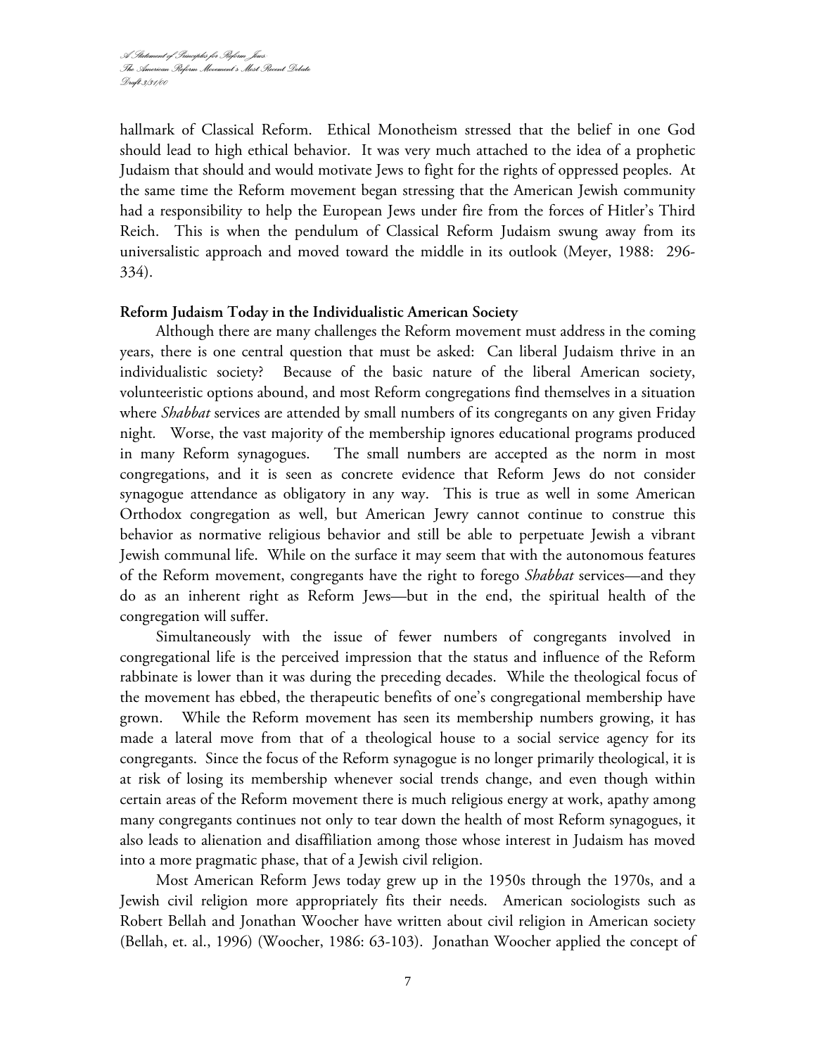hallmark of Classical Reform. Ethical Monotheism stressed that the belief in one God should lead to high ethical behavior. It was very much attached to the idea of a prophetic Judaism that should and would motivate Jews to fight for the rights of oppressed peoples. At the same time the Reform movement began stressing that the American Jewish community had a responsibility to help the European Jews under fire from the forces of Hitler's Third Reich. This is when the pendulum of Classical Reform Judaism swung away from its universalistic approach and moved toward the middle in its outlook (Meyer, 1988: 296-334).

**Reform Judaism Today in the Individualistic American Society**

Although there are many challenges the Reform movement must address in the coming years, there is one central question that must be asked: Can liberal Judaism thrive in an individualistic society? Because of the basic nature of the liberal American society, volunteeristic options abound, and most Reform congregations find themselves in a situation where *Shabbat* services are attended by small numbers of its congregants on any given Friday night. Worse, the vast majority of the membership ignores educational programs produced in many Reform synagogues. The small numbers are accepted as the norm in most congregations, and it is seen as concrete evidence that Reform Jews do not consider synagogue attendance as obligatory in any way. This is true as well in some American Orthodox congregation as well, but American Jewry cannot continue to construe this behavior as normative religious behavior and still be able to perpetuate Jewish a vibrant Jewish communal life. While on the surface it may seem that with the autonomous features of the Reform movement, congregants have the right to forego *Shabbat* services—and they do as an inherent right as Reform Jews—but in the end, the spiritual health of the congregation will suffer.

Simultaneously with the issue of fewer numbers of congregants involved in congregational life is the perceived impression that the status and influence of the Reform rabbinate is lower than it was during the preceding decades. While the theological focus of the movement has ebbed, the therapeutic benefits of one's congregational membership have grown. While the Reform movement has seen its membership numbers growing, it has made a lateral move from that of a theological house to a social service agency for its congregants. Since the focus of the Reform synagogue is no longer primarily theological, it is at risk of losing its membership whenever social trends change, and even though within certain areas of the Reform movement there is much religious energy at work, apathy among many congregants continues not only to tear down the health of most Reform synagogues, it also leads to alienation and disaffiliation among those whose interest in Judaism has moved into a more pragmatic phase, that of a Jewish civil religion.

Most American Reform Jews today grew up in the 1950s through the 1970s, and a Jewish civil religion more appropriately fits their needs. American sociologists such as Robert Bellah and Jonathan Woocher have written about civil religion in American society (Bellah, et. al., 1996) (Woocher, 1986: 63-103). Jonathan Woocher applied the concept of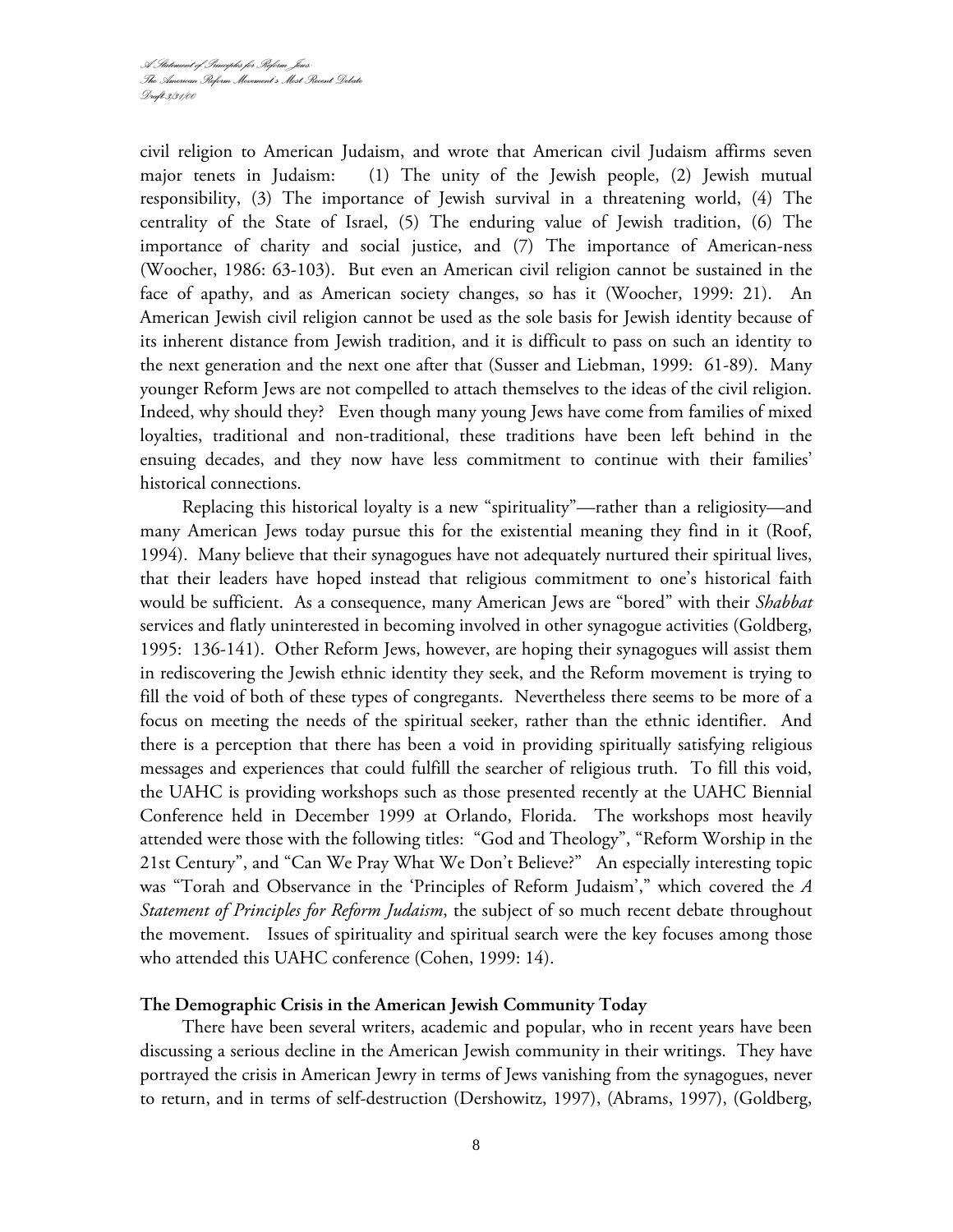civil religion to American Judaism, and wrote that American civil Judaism affirms seven major tenets in Judaism: (1) The unity of the Jewish people, (2) Jewish mutual responsibility, (3) The importance of Jewish survival in a threatening world, (4) The centrality of the State of Israel, (5) The enduring value of Jewish tradition, (6) The importance of charity and social justice, and (7) The importance of American-ness (Woocher, 1986: 63-103). But even an American civil religion cannot be sustained in the face of apathy, and as American society changes, so has it (Woocher, 1999: 21). An American Jewish civil religion cannot be used as the sole basis for Jewish identity because of its inherent distance from Jewish tradition, and it is difficult to pass on such an identity to the next generation and the next one after that (Susser and Liebman, 1999: 61-89). Many younger Reform Jews are not compelled to attach themselves to the ideas of the civil religion. Indeed, why should they? Even though many young Jews have come from families of mixed loyalties, traditional and non-traditional, these traditions have been left behind in the ensuing decades, and they now have less commitment to continue with their families' historical connections.

Replacing this historical loyalty is a new "spirituality"—rather than a religiosity—and many American Jews today pursue this for the existential meaning they find in it (Roof, 1994). Many believe that their synagogues have not adequately nurtured their spiritual lives, that their leaders have hoped instead that religious commitment to one's historical faith would be sufficient. As a consequence, many American Jews are "bored" with their *Shabbat* services and flatly uninterested in becoming involved in other synagogue activities (Goldberg, 1995: 136-141). Other Reform Jews, however, are hoping their synagogues will assist them in rediscovering the Jewish ethnic identity they seek, and the Reform movement is trying to fill the void of both of these types of congregants. Nevertheless there seems to be more of a focus on meeting the needs of the spiritual seeker, rather than the ethnic identifier. And there is a perception that there has been a void in providing spiritually satisfying religious messages and experiences that could fulfill the searcher of religious truth. To fill this void, the UAHC is providing workshops such as those presented recently at the UAHC Biennial Conference held in December 1999 at Orlando, Florida. The workshops most heavily attended were those with the following titles: "God and Theology", "Reform Worship in the 21st Century", and "Can We Pray What We Don't Believe?" An especially interesting topic was "Torah and Observance in the 'Principles of Reform Judaism'," which covered the *A Statement of Principles for Reform Judaism*, the subject of so much recent debate throughout the movement. Issues of spirituality and spiritual search were the key focuses among those who attended this UAHC conference (Cohen, 1999: 14).

**The Demographic Crisis in the American Jewish Community Today**

There have been several writers, academic and popular, who in recent years have been discussing a serious decline in the American Jewish community in their writings. They have portrayed the crisis in American Jewry in terms of Jews vanishing from the synagogues, never to return, and in terms of self-destruction (Dershowitz, 1997), (Abrams, 1997), (Goldberg,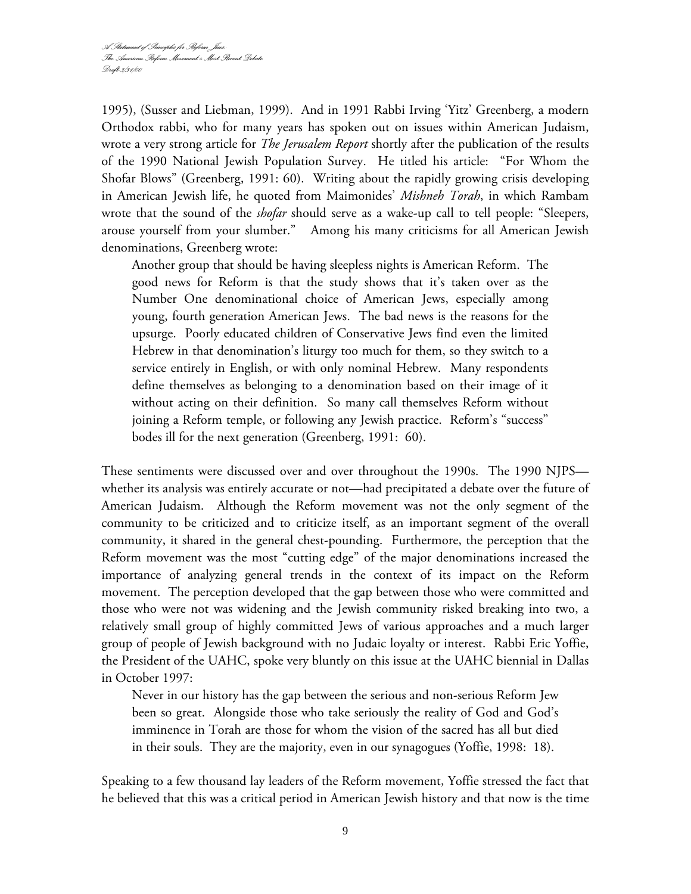1995), (Susser and Liebman, 1999). And in 1991 Rabbi Irving 'Yitz' Greenberg, a modern Orthodox rabbi, who for many years has spoken out on issues within American Judaism, wrote a very strong article for *The Jerusalem Report* shortly after the publication of the results of the 1990 National Jewish Population Survey. He titled his article: "For Whom the Shofar Blows" (Greenberg, 1991: 60). Writing about the rapidly growing crisis developing in American Jewish life, he quoted from Maimonides' *Mishneh Torah*, in which Rambam wrote that the sound of the *shofar* should serve as a wake-up call to tell people: "Sleepers, arouse yourself from your slumber." Among his many criticisms for all American Jewish denominations, Greenberg wrote:

> Another group that should be having sleepless nights is American Reform. The good news for Reform is that the study shows that it's taken over as the Number One denominational choice of American Jews, especially among young, fourth generation American Jews. The bad news is the reasons for the upsurge. Poorly educated children of Conservative Jews find even the limited Hebrew in that denomination's liturgy too much for them, so they switch to a service entirely in English, or with only nominal Hebrew. Many respondents define themselves as belonging to a denomination based on their image of it without acting on their definition. So many call themselves Reform without joining a Reform temple, or following any Jewish practice. Reform's "success" bodes ill for the next generation (Greenberg, 1991: 60).

These sentiments were discussed over and over throughout the 1990s. The 1990 NJPS—whether its analysis was entirely accurate or not—had precipitated a debate over the future of American Judaism. Although the Reform movement was not the only segment of the community to be criticized and to criticize itself, as an important segment of the overall community, it shared in the general chest-pounding. Furthermore, the perception that the Reform movement was the most "cutting edge" of the major denominations increased the importance of analyzing general trends in the context of its impact on the Reform movement. The perception developed that the gap between those who were committed and those who were not was widening and the Jewish community risked breaking into two, a relatively small group of highly committed Jews of various approaches and a much larger group of people of Jewish background with no Judaic loyalty or interest. Rabbi Eric Yoffie, the President of the UAHC, spoke very bluntly on this issue at the UAHC biennial in Dallas in October 1997:

> Never in our history has the gap between the serious and non-serious Reform Jew been so great. Alongside those who take seriously the reality of God and God's imminence in Torah are those for whom the vision of the sacred has all but died in their souls. They are the majority, even in our synagogues (Yoffie, 1998: 18).

Speaking to a few thousand lay leaders of the Reform movement, Yoffie stressed the fact that he believed that this was a critical period in American Jewish history and that now is the time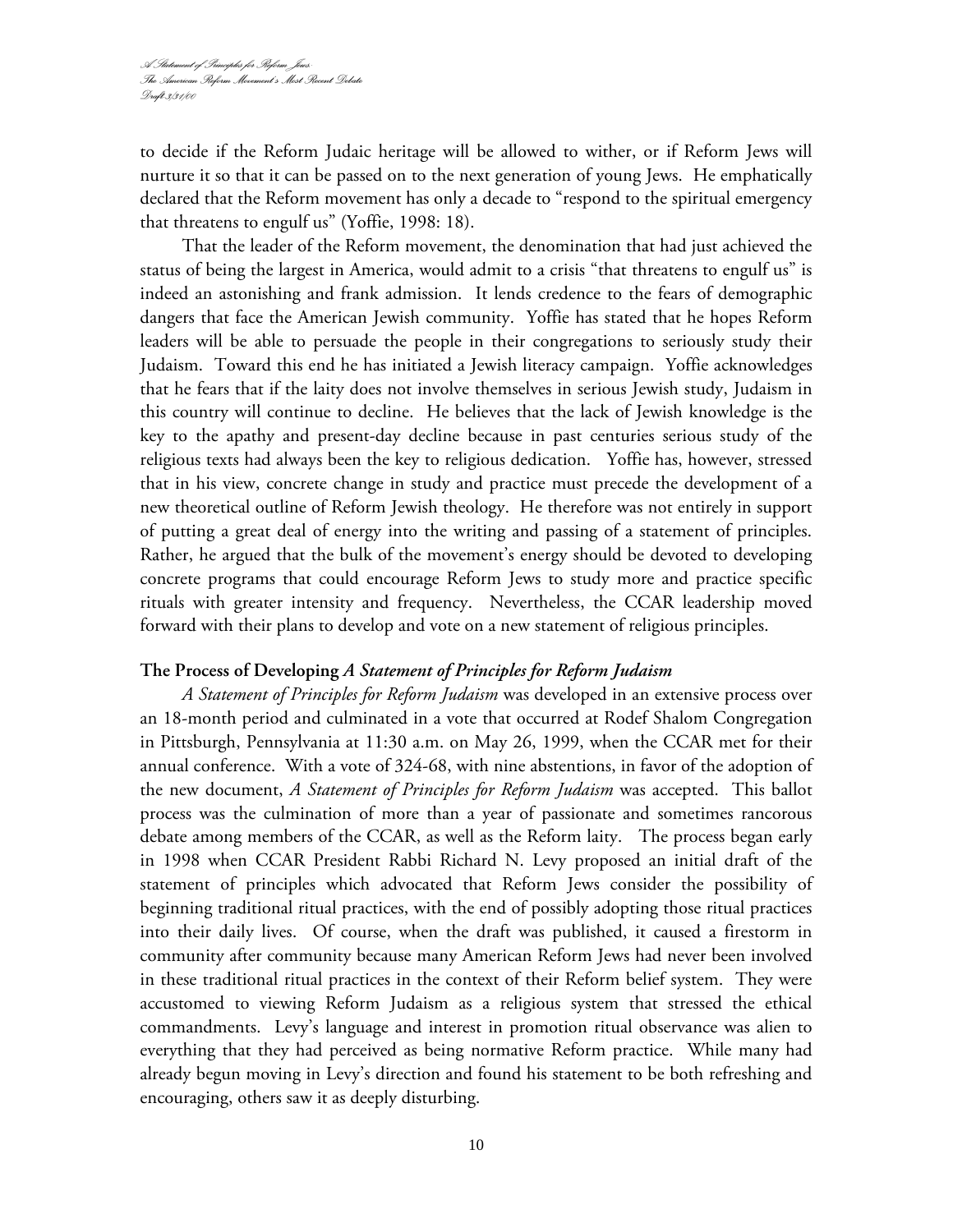to decide if the Reform Judaic heritage will be allowed to wither, or if Reform Jews will nurture it so that it can be passed on to the next generation of young Jews. He emphatically declared that the Reform movement has only a decade to "respond to the spiritual emergency that threatens to engulf us" (Yoffie, 1998: 18).

That the leader of the Reform movement, the denomination that had just achieved the status of being the largest in America, would admit to a crisis "that threatens to engulf us" is indeed an astonishing and frank admission. It lends credence to the fears of demographic dangers that face the American Jewish community. Yoffie has stated that he hopes Reform leaders will be able to persuade the people in their congregations to seriously study their Judaism. Toward this end he has initiated a Jewish literacy campaign. Yoffie acknowledges that he fears that if the laity does not involve themselves in serious Jewish study, Judaism in this country will continue to decline. He believes that the lack of Jewish knowledge is the key to the apathy and present-day decline because in past centuries serious study of the religious texts had always been the key to religious dedication. Yoffie has, however, stressed that in his view, concrete change in study and practice must precede the development of a new theoretical outline of Reform Jewish theology. He therefore was not entirely in support of putting a great deal of energy into the writing and passing of a statement of principles. Rather, he argued that the bulk of the movement's energy should be devoted to developing concrete programs that could encourage Reform Jews to study more and practice specific rituals with greater intensity and frequency. Nevertheless, the CCAR leadership moved forward with their plans to develop and vote on a new statement of religious principles.

**The Process of Developing *A Statement of Principles for Reform Judaism***

*A Statement of Principles for Reform Judaism* was developed in an extensive process over an 18-month period and culminated in a vote that occurred at Rodef Shalom Congregation in Pittsburgh, Pennsylvania at 11:30 a.m. on May 26, 1999, when the CCAR met for their annual conference. With a vote of 324-68, with nine abstentions, in favor of the adoption of the new document, *A Statement of Principles for Reform Judaism* was accepted. This ballot process was the culmination of more than a year of passionate and sometimes rancorous debate among members of the CCAR, as well as the Reform laity. The process began early in 1998 when CCAR President Rabbi Richard N. Levy proposed an initial draft of the statement of principles which advocated that Reform Jews consider the possibility of beginning traditional ritual practices, with the end of possibly adopting those ritual practices into their daily lives. Of course, when the draft was published, it caused a firestorm in community after community because many American Reform Jews had never been involved in these traditional ritual practices in the context of their Reform belief system. They were accustomed to viewing Reform Judaism as a religious system that stressed the ethical commandments. Levy's language and interest in promotion ritual observance was alien to everything that they had perceived as being normative Reform practice. While many had already begun moving in Levy's direction and found his statement to be both refreshing and encouraging, others saw it as deeply disturbing.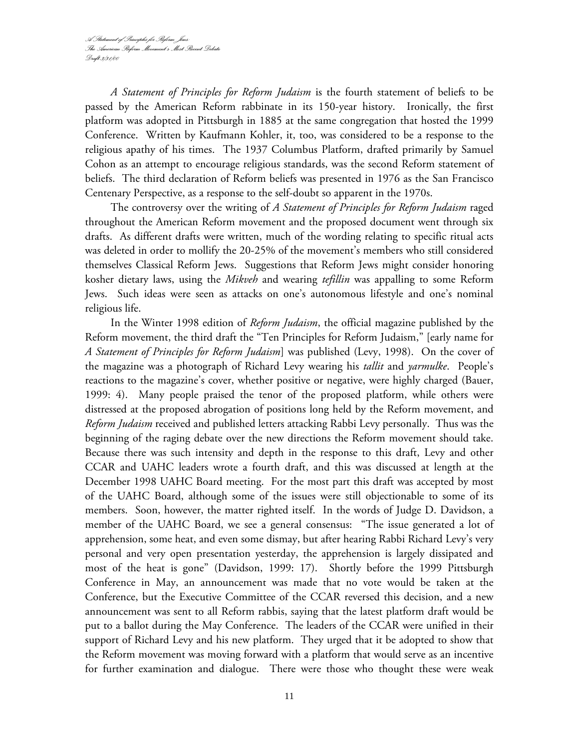*A Statement of Principles for Reform Judaism* is the fourth statement of beliefs to be passed by the American Reform rabbinate in its 150-year history. Ironically, the first platform was adopted in Pittsburgh in 1885 at the same congregation that hosted the 1999 Conference. Written by Kaufmann Kohler, it, too, was considered to be a response to the religious apathy of his times. The 1937 Columbus Platform, drafted primarily by Samuel Cohon as an attempt to encourage religious standards, was the second Reform statement of beliefs. The third declaration of Reform beliefs was presented in 1976 as the San Francisco Centenary Perspective, as a response to the self-doubt so apparent in the 1970s.

The controversy over the writing of *A Statement of Principles for Reform Judaism* raged throughout the American Reform movement and the proposed document went through six drafts. As different drafts were written, much of the wording relating to specific ritual acts was deleted in order to mollify the 20-25% of the movement's members who still considered themselves Classical Reform Jews. Suggestions that Reform Jews might consider honoring kosher dietary laws, using the *Mikveh* and wearing *tefillin* was appalling to some Reform Jews. Such ideas were seen as attacks on one's autonomous lifestyle and one's nominal religious life.

In the Winter 1998 edition of *Reform Judaism*, the official magazine published by the Reform movement, the third draft the "Ten Principles for Reform Judaism," [early name for *A Statement of Principles for Reform Judaism*] was published (Levy, 1998). On the cover of the magazine was a photograph of Richard Levy wearing his *tallit* and *yarmulke*. People's reactions to the magazine's cover, whether positive or negative, were highly charged (Bauer, 1999: 4). Many people praised the tenor of the proposed platform, while others were distressed at the proposed abrogation of positions long held by the Reform movement, and *Reform Judaism* received and published letters attacking Rabbi Levy personally. Thus was the beginning of the raging debate over the new directions the Reform movement should take. Because there was such intensity and depth in the response to this draft, Levy and other CCAR and UAHC leaders wrote a fourth draft, and this was discussed at length at the December 1998 UAHC Board meeting. For the most part this draft was accepted by most of the UAHC Board, although some of the issues were still objectionable to some of its members. Soon, however, the matter righted itself. In the words of Judge D. Davidson, a member of the UAHC Board, we see a general consensus: "The issue generated a lot of apprehension, some heat, and even some dismay, but after hearing Rabbi Richard Levy's very personal and very open presentation yesterday, the apprehension is largely dissipated and most of the heat is gone" (Davidson, 1999: 17). Shortly before the 1999 Pittsburgh Conference in May, an announcement was made that no vote would be taken at the Conference, but the Executive Committee of the CCAR reversed this decision, and a new announcement was sent to all Reform rabbis, saying that the latest platform draft would be put to a ballot during the May Conference. The leaders of the CCAR were unified in their support of Richard Levy and his new platform. They urged that it be adopted to show that the Reform movement was moving forward with a platform that would serve as an incentive for further examination and dialogue. There were those who thought these were weak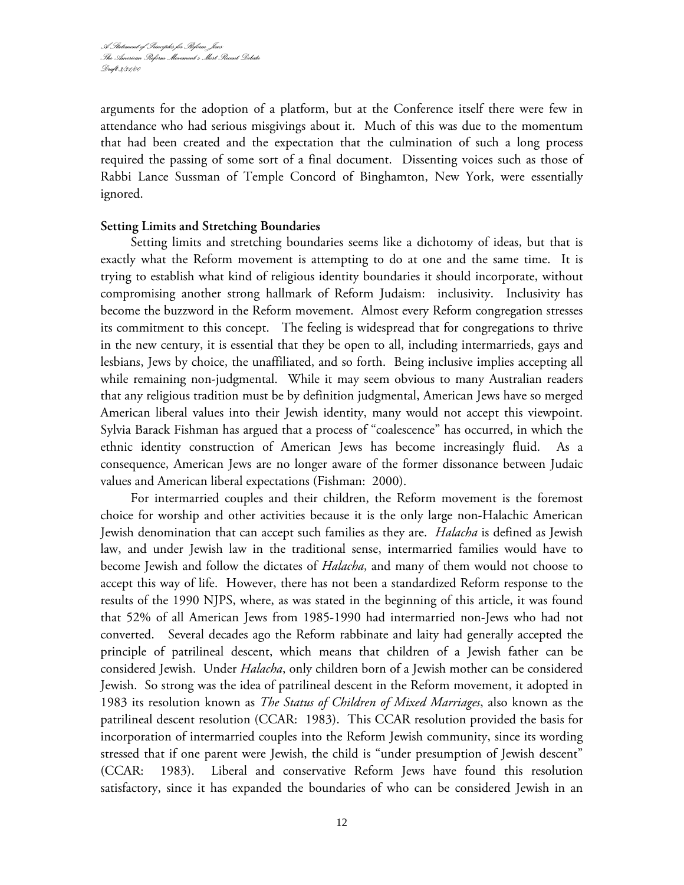arguments for the adoption of a platform, but at the Conference itself there were few in attendance who had serious misgivings about it. Much of this was due to the momentum that had been created and the expectation that the culmination of such a long process required the passing of some sort of a final document. Dissenting voices such as those of Rabbi Lance Sussman of Temple Concord of Binghamton, New York, were essentially ignored.

**Setting Limits and Stretching Boundaries**

Setting limits and stretching boundaries seems like a dichotomy of ideas, but that is exactly what the Reform movement is attempting to do at one and the same time. It is trying to establish what kind of religious identity boundaries it should incorporate, without compromising another strong hallmark of Reform Judaism: inclusivity. Inclusivity has become the buzzword in the Reform movement. Almost every Reform congregation stresses its commitment to this concept. The feeling is widespread that for congregations to thrive in the new century, it is essential that they be open to all, including intermarrieds, gays and lesbians, Jews by choice, the unaffiliated, and so forth. Being inclusive implies accepting all while remaining non-judgmental. While it may seem obvious to many Australian readers that any religious tradition must be by definition judgmental, American Jews have so merged American liberal values into their Jewish identity, many would not accept this viewpoint. Sylvia Barack Fishman has argued that a process of "coalescence" has occurred, in which the ethnic identity construction of American Jews has become increasingly fluid. As a consequence, American Jews are no longer aware of the former dissonance between Judaic values and American liberal expectations (Fishman: 2000).

For intermarried couples and their children, the Reform movement is the foremost choice for worship and other activities because it is the only large non-Halachic American Jewish denomination that can accept such families as they are. *Halacha* is defined as Jewish law, and under Jewish law in the traditional sense, intermarried families would have to become Jewish and follow the dictates of *Halacha*, and many of them would not choose to accept this way of life. However, there has not been a standardized Reform response to the results of the 1990 NJPS, where, as was stated in the beginning of this article, it was found that 52% of all American Jews from 1985-1990 had intermarried non-Jews who had not converted. Several decades ago the Reform rabbinate and laity had generally accepted the principle of patrilineal descent, which means that children of a Jewish father can be considered Jewish. Under *Halacha*, only children born of a Jewish mother can be considered Jewish. So strong was the idea of patrilineal descent in the Reform movement, it adopted in 1983 its resolution known as *The Status of Children of Mixed Marriages*, also known as the patrilineal descent resolution (CCAR: 1983). This CCAR resolution provided the basis for incorporation of intermarried couples into the Reform Jewish community, since its wording stressed that if one parent were Jewish, the child is "under presumption of Jewish descent" (CCAR: 1983). Liberal and conservative Reform Jews have found this resolution satisfactory, since it has expanded the boundaries of who can be considered Jewish in an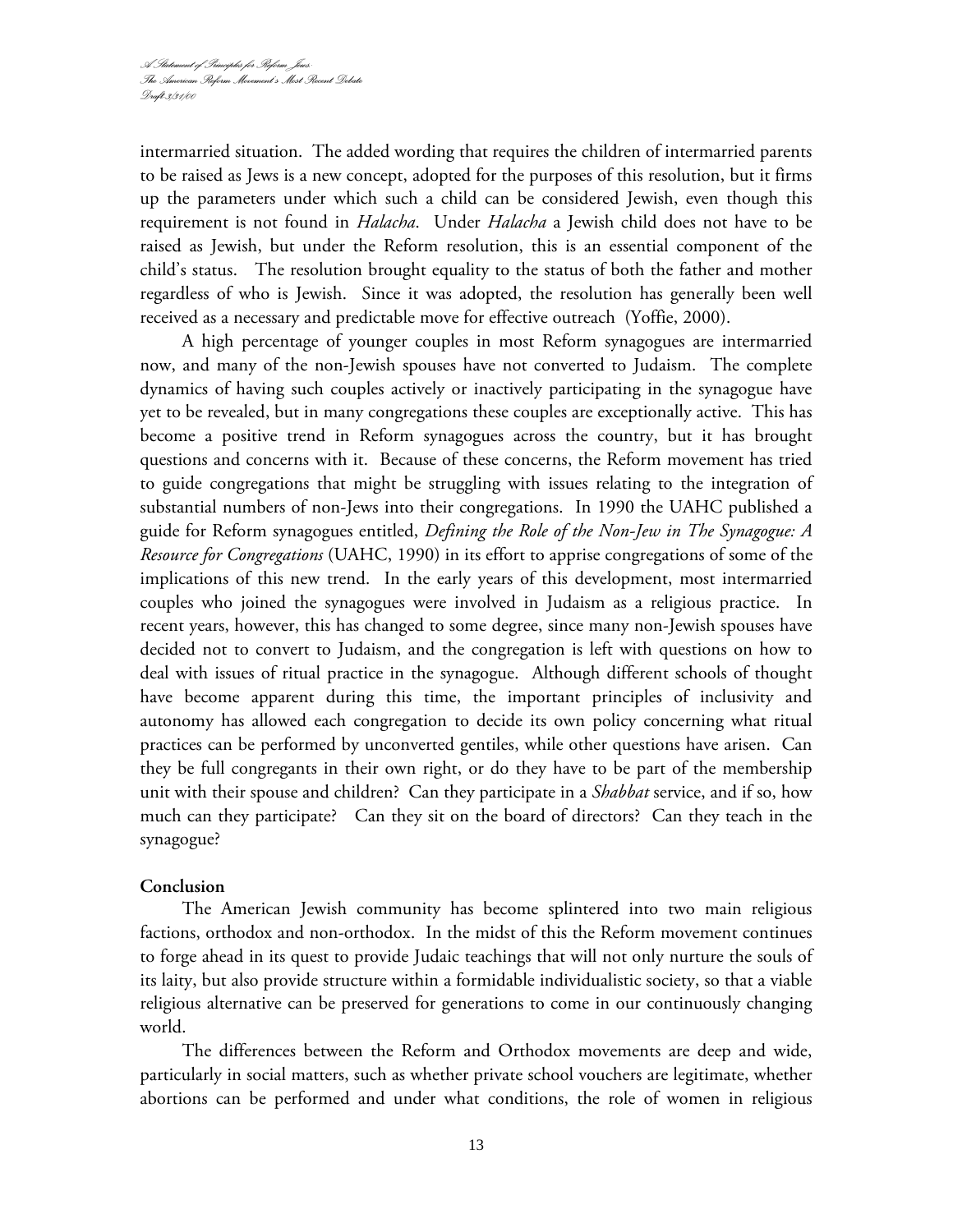intermarried situation. The added wording that requires the children of intermarried parents to be raised as Jews is a new concept, adopted for the purposes of this resolution, but it firms up the parameters under which such a child can be considered Jewish, even though this requirement is not found in *Halacha*. Under *Halacha* a Jewish child does not have to be raised as Jewish, but under the Reform resolution, this is an essential component of the child's status. The resolution brought equality to the status of both the father and mother regardless of who is Jewish. Since it was adopted, the resolution has generally been well received as a necessary and predictable move for effective outreach (Yoffie, 2000).

A high percentage of younger couples in most Reform synagogues are intermarried now, and many of the non-Jewish spouses have not converted to Judaism. The complete dynamics of having such couples actively or inactively participating in the synagogue have yet to be revealed, but in many congregations these couples are exceptionally active. This has become a positive trend in Reform synagogues across the country, but it has brought questions and concerns with it. Because of these concerns, the Reform movement has tried to guide congregations that might be struggling with issues relating to the integration of substantial numbers of non-Jews into their congregations. In 1990 the UAHC published a guide for Reform synagogues entitled, *Defining the Role of the Non-Jew in The Synagogue: A Resource for Congregations* (UAHC, 1990) in its effort to apprise congregations of some of the implications of this new trend. In the early years of this development, most intermarried couples who joined the synagogues were involved in Judaism as a religious practice. In recent years, however, this has changed to some degree, since many non-Jewish spouses have decided not to convert to Judaism, and the congregation is left with questions on how to deal with issues of ritual practice in the synagogue. Although different schools of thought have become apparent during this time, the important principles of inclusivity and autonomy has allowed each congregation to decide its own policy concerning what ritual practices can be performed by unconverted gentiles, while other questions have arisen. Can they be full congregants in their own right, or do they have to be part of the membership unit with their spouse and children? Can they participate in a *Shabbat* service, and if so, how much can they participate? Can they sit on the board of directors? Can they teach in the synagogue?

**Conclusion**

The American Jewish community has become splintered into two main religious factions, orthodox and non-orthodox. In the midst of this the Reform movement continues to forge ahead in its quest to provide Judaic teachings that will not only nurture the souls of its laity, but also provide structure within a formidable individualistic society, so that a viable religious alternative can be preserved for generations to come in our continuously changing world.

The differences between the Reform and Orthodox movements are deep and wide, particularly in social matters, such as whether private school vouchers are legitimate, whether abortions can be performed and under what conditions, the role of women in religious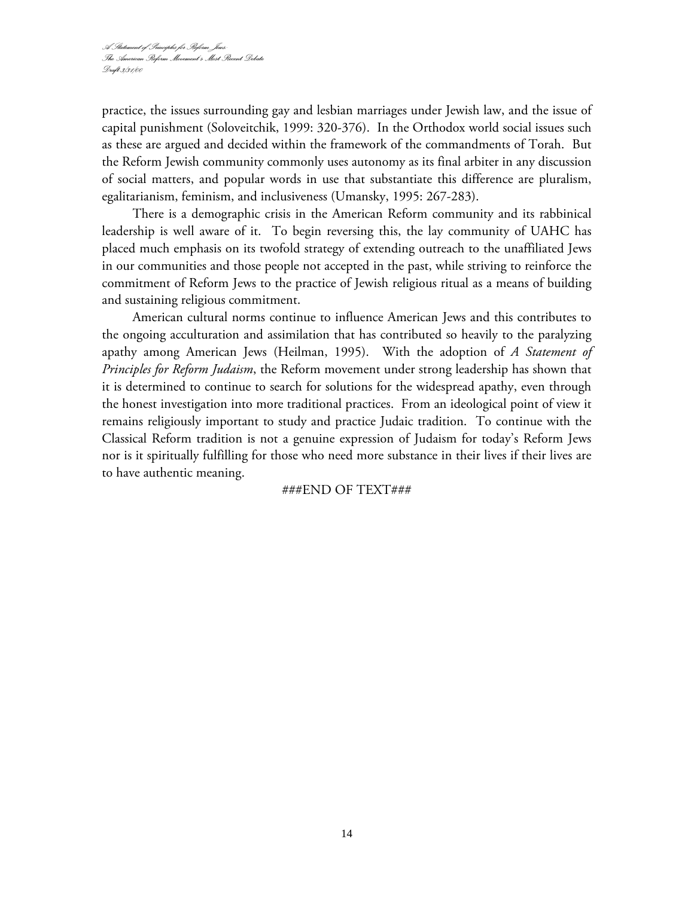practice, the issues surrounding gay and lesbian marriages under Jewish law, and the issue of capital punishment (Soloveitchik, 1999: 320-376). In the Orthodox world social issues such as these are argued and decided within the framework of the commandments of Torah. But the Reform Jewish community commonly uses autonomy as its final arbiter in any discussion of social matters, and popular words in use that substantiate this difference are pluralism, egalitarianism, feminism, and inclusiveness (Umansky, 1995: 267-283).

There is a demographic crisis in the American Reform community and its rabbinical leadership is well aware of it. To begin reversing this, the lay community of UAHC has placed much emphasis on its twofold strategy of extending outreach to the unaffiliated Jews in our communities and those people not accepted in the past, while striving to reinforce the commitment of Reform Jews to the practice of Jewish religious ritual as a means of building and sustaining religious commitment.

American cultural norms continue to influence American Jews and this contributes to the ongoing acculturation and assimilation that has contributed so heavily to the paralyzing apathy among American Jews (Heilman, 1995). With the adoption of *A Statement of Principles for Reform Judaism*, the Reform movement under strong leadership has shown that it is determined to continue to search for solutions for the widespread apathy, even through the honest investigation into more traditional practices. From an ideological point of view it remains religiously important to study and practice Judaic tradition. To continue with the Classical Reform tradition is not a genuine expression of Judaism for today's Reform Jews nor is it spiritually fulfilling for those who need more substance in their lives if their lives are to have authentic meaning.

###END OF TEXT###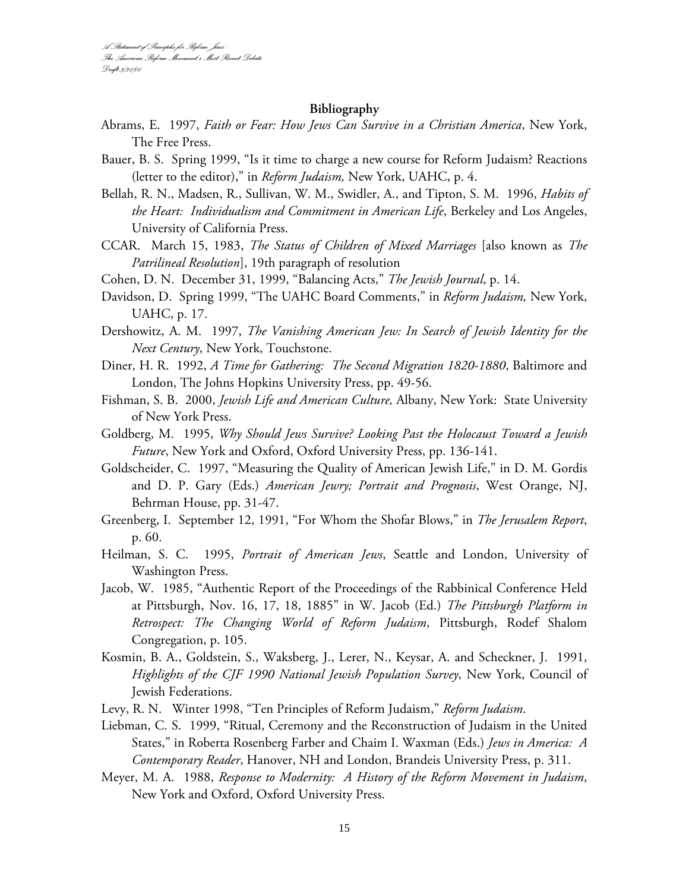## Bibliography

Abrams, E. 1997, *Faith or Fear: How Jews Can Survive in a Christian America*, New York, The Free Press.

Bauer, B. S. Spring 1999, "Is it time to charge a new course for Reform Judaism? Reactions (letter to the editor)," in *Reform Judaism,* New York, UAHC, p. 4.

Bellah, R. N., Madsen, R., Sullivan, W. M., Swidler, A., and Tipton, S. M. 1996, *Habits of the Heart: Individualism and Commitment in American Life*, Berkeley and Los Angeles, University of California Press.

CCAR. March 15, 1983, *The Status of Children of Mixed Marriages* [also known as *The Patrilineal Resolution*], 19th paragraph of resolution

Cohen, D. N. December 31, 1999, "Balancing Acts," *The Jewish Journal*, p. 14.

Davidson, D. Spring 1999, "The UAHC Board Comments," in *Reform Judaism,* New York, UAHC, p. 17.

Dershowitz, A. M. 1997, *The Vanishing American Jew: In Search of Jewish Identity for the Next Century*, New York, Touchstone.

Diner, H. R. 1992, *A Time for Gathering: The Second Migration 1820-1880*, Baltimore and London, The Johns Hopkins University Press, pp. 49-56.

Fishman, S. B. 2000, *Jewish Life and American Culture,* Albany, New York: State University of New York Press.

Goldberg, M. 1995, *Why Should Jews Survive? Looking Past the Holocaust Toward a Jewish Future*, New York and Oxford, Oxford University Press, pp. 136-141.

Goldscheider, C. 1997, "Measuring the Quality of American Jewish Life," in D. M. Gordis and D. P. Gary (Eds.) *American Jewry; Portrait and Prognosis*, West Orange, NJ, Behrman House, pp. 31-47.

Greenberg, I. September 12, 1991, "For Whom the Shofar Blows," in *The Jerusalem Report*, p. 60.

Heilman, S. C. 1995, *Portrait of American Jews*, Seattle and London, University of Washington Press.

Jacob, W. 1985, "Authentic Report of the Proceedings of the Rabbinical Conference Held at Pittsburgh, Nov. 16, 17, 18, 1885" in W. Jacob (Ed.) *The Pittsburgh Platform in Retrospect: The Changing World of Reform Judaism*, Pittsburgh, Rodef Shalom Congregation, p. 105.

Kosmin, B. A., Goldstein, S., Waksberg, J., Lerer, N., Keysar, A. and Scheckner, J. 1991, *Highlights of the CJF 1990 National Jewish Population Survey*, New York, Council of Jewish Federations.

Levy, R. N. Winter 1998, "Ten Principles of Reform Judaism," *Reform Judaism*.

Liebman, C. S. 1999, "Ritual, Ceremony and the Reconstruction of Judaism in the United States," in Roberta Rosenberg Farber and Chaim I. Waxman (Eds.) *Jews in America: A Contemporary Reader*, Hanover, NH and London, Brandeis University Press, p. 311.

Meyer, M. A. 1988, *Response to Modernity: A History of the Reform Movement in Judaism*, New York and Oxford, Oxford University Press.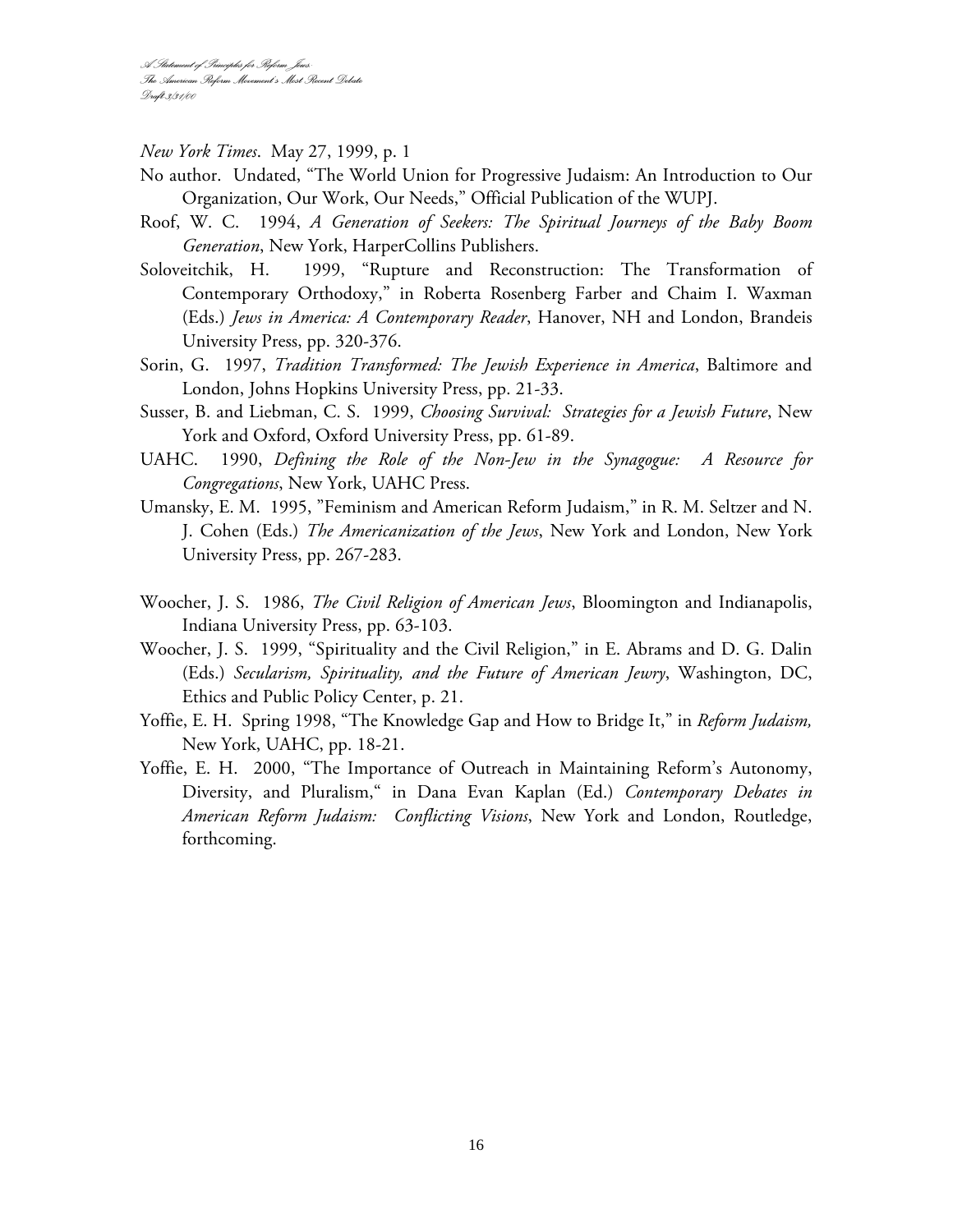*New York Times*. May 27, 1999, p. 1

No author. Undated, "The World Union for Progressive Judaism: An Introduction to Our Organization, Our Work, Our Needs," Official Publication of the WUPJ.

Roof, W. C. 1994, *A Generation of Seekers: The Spiritual Journeys of the Baby Boom Generation*, New York, HarperCollins Publishers.

Soloveitchik, H. 1999, "Rupture and Reconstruction: The Transformation of Contemporary Orthodoxy," in Roberta Rosenberg Farber and Chaim I. Waxman (Eds.) *Jews in America: A Contemporary Reader*, Hanover, NH and London, Brandeis University Press, pp. 320-376.

Sorin, G. 1997, *Tradition Transformed: The Jewish Experience in America*, Baltimore and London, Johns Hopkins University Press, pp. 21-33.

Susser, B. and Liebman, C. S. 1999, *Choosing Survival: Strategies for a Jewish Future*, New York and Oxford, Oxford University Press, pp. 61-89.

UAHC. 1990, *Defining the Role of the Non-Jew in the Synagogue: A Resource for Congregations*, New York, UAHC Press.

Umansky, E. M. 1995, "Feminism and American Reform Judaism," in R. M. Seltzer and N. J. Cohen (Eds.) *The Americanization of the Jews*, New York and London, New York University Press, pp. 267-283.

Woocher, J. S. 1986, *The Civil Religion of American Jews*, Bloomington and Indianapolis, Indiana University Press, pp. 63-103.

Woocher, J. S. 1999, "Spirituality and the Civil Religion," in E. Abrams and D. G. Dalin (Eds.) *Secularism, Spirituality, and the Future of American Jewry*, Washington, DC, Ethics and Public Policy Center, p. 21.

Yoffie, E. H. Spring 1998, "The Knowledge Gap and How to Bridge It," in *Reform Judaism,* New York, UAHC, pp. 18-21.

Yoffie, E. H. 2000, "The Importance of Outreach in Maintaining Reform's Autonomy, Diversity, and Pluralism," in Dana Evan Kaplan (Ed.) *Contemporary Debates in American Reform Judaism: Conflicting Visions*, New York and London, Routledge, forthcoming.